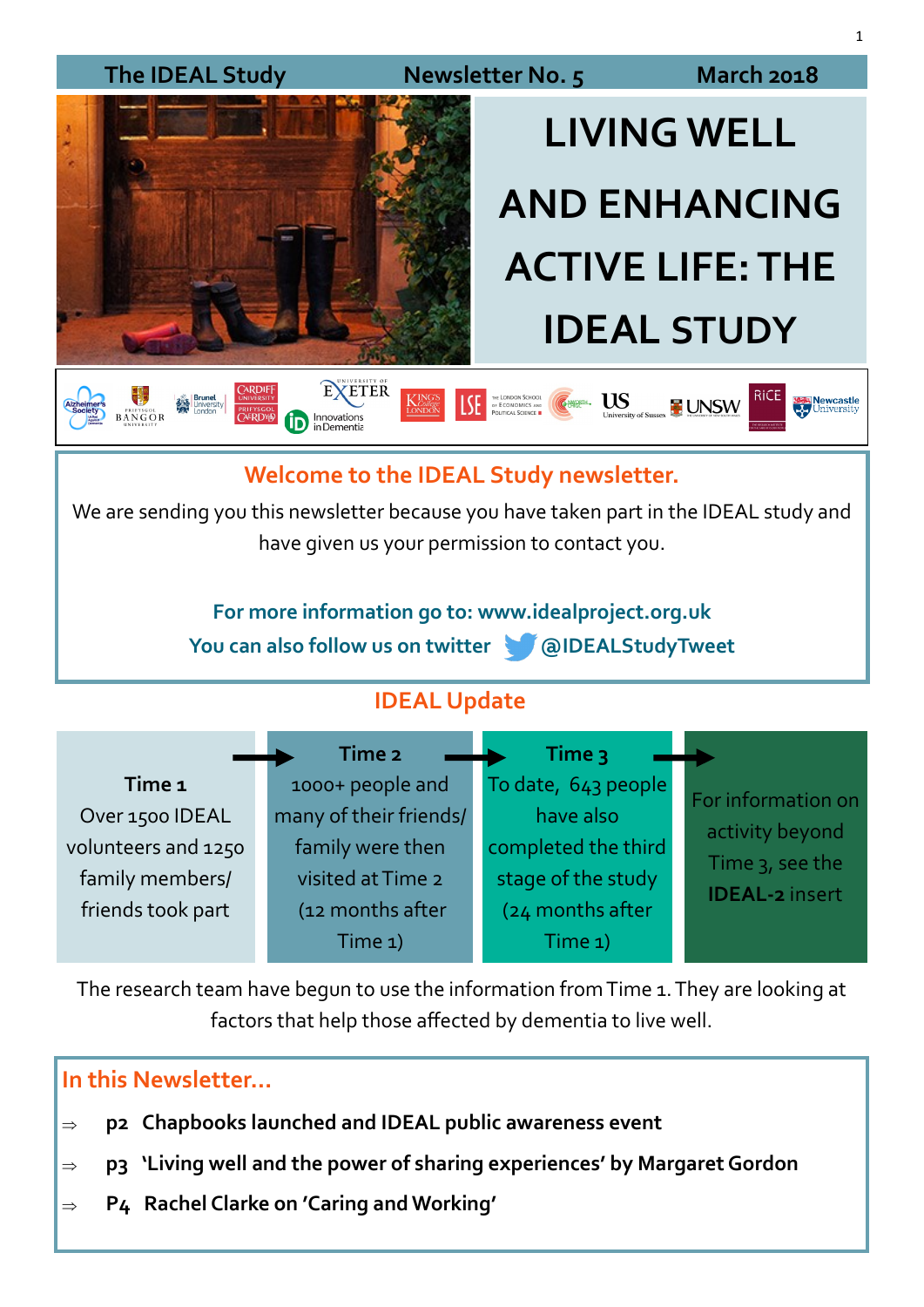The IDEAL Study | Newsletter No. 5 | March 2018

# LIVING WELL AND ENHANCING ACTIVE LIFE: THE IDEAL STUDY

## Welcome to the IDEAL Study newsletter.

We are sending you this newsletter because you have taken part in the IDEAL study and have given us your permission to contact you.

**For more information go to: www.idealproject.org.uk**

**You can also follow us on twitter @IDEALStudyTweet**

## IDEAL Update

**Time 1**
Over 1500 IDEAL volunteers and 1250 family members/ friends took part

→

**Time 2**
1000+ people and many of their friends/ family were then visited at Time 2 (12 months after Time 1)

→

**Time 3**
To date, 643 people have also completed the third stage of the study (24 months after Time 1)

→

For information on activity beyond Time 3, see the **IDEAL-2** insert

The research team have begun to use the information from Time 1. They are looking at factors that help those affected by dementia to live well.

## In this Newsletter...

- **p2 Chapbooks launched and IDEAL public awareness event**
- **p3 'Living well and the power of sharing experiences' by Margaret Gordon**
- **P4 Rachel Clarke on 'Caring and Working'**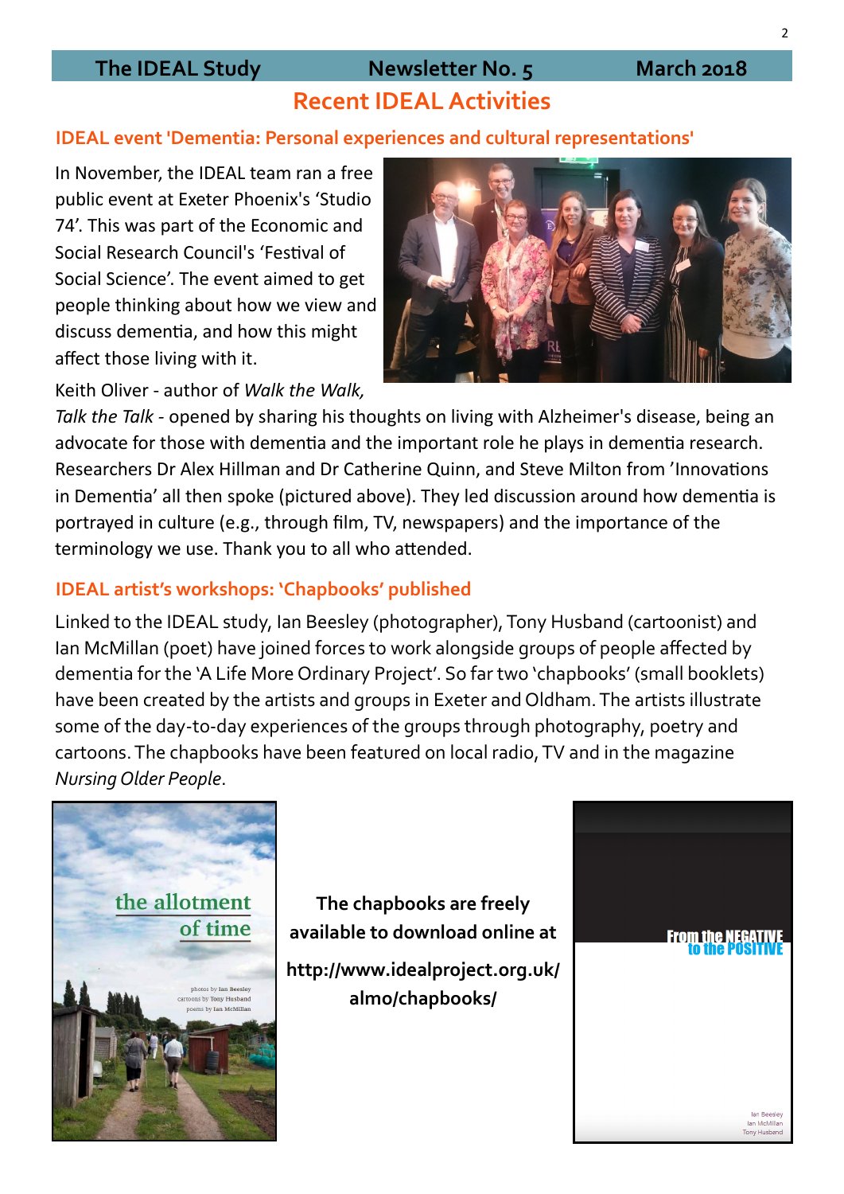## Recent IDEAL Activities

### IDEAL event 'Dementia: Personal experiences and cultural representations'

In November, the IDEAL team ran a free public event at Exeter Phoenix's 'Studio 74'. This was part of the Economic and Social Research Council's 'Festival of Social Science'. The event aimed to get people thinking about how we view and discuss dementia, and how this might affect those living with it.

Keith Oliver - author of *Walk the Walk, Talk the Talk* - opened by sharing his thoughts on living with Alzheimer's disease, being an advocate for those with dementia and the important role he plays in dementia research. Researchers Dr Alex Hillman and Dr Catherine Quinn, and Steve Milton from 'Innovations in Dementia' all then spoke (pictured above). They led discussion around how dementia is portrayed in culture (e.g., through film, TV, newspapers) and the importance of the terminology we use. Thank you to all who attended.

### IDEAL artist's workshops: 'Chapbooks' published

Linked to the IDEAL study, Ian Beesley (photographer), Tony Husband (cartoonist) and Ian McMillan (poet) have joined forces to work alongside groups of people affected by dementia for the 'A Life More Ordinary Project'. So far two 'chapbooks' (small booklets) have been created by the artists and groups in Exeter and Oldham. The artists illustrate some of the day-to-day experiences of the groups through photography, poetry and cartoons. The chapbooks have been featured on local radio, TV and in the magazine *Nursing Older People*.

**The chapbooks are freely available to download online at**

**http://www.idealproject.org.uk/almo/chapbooks/**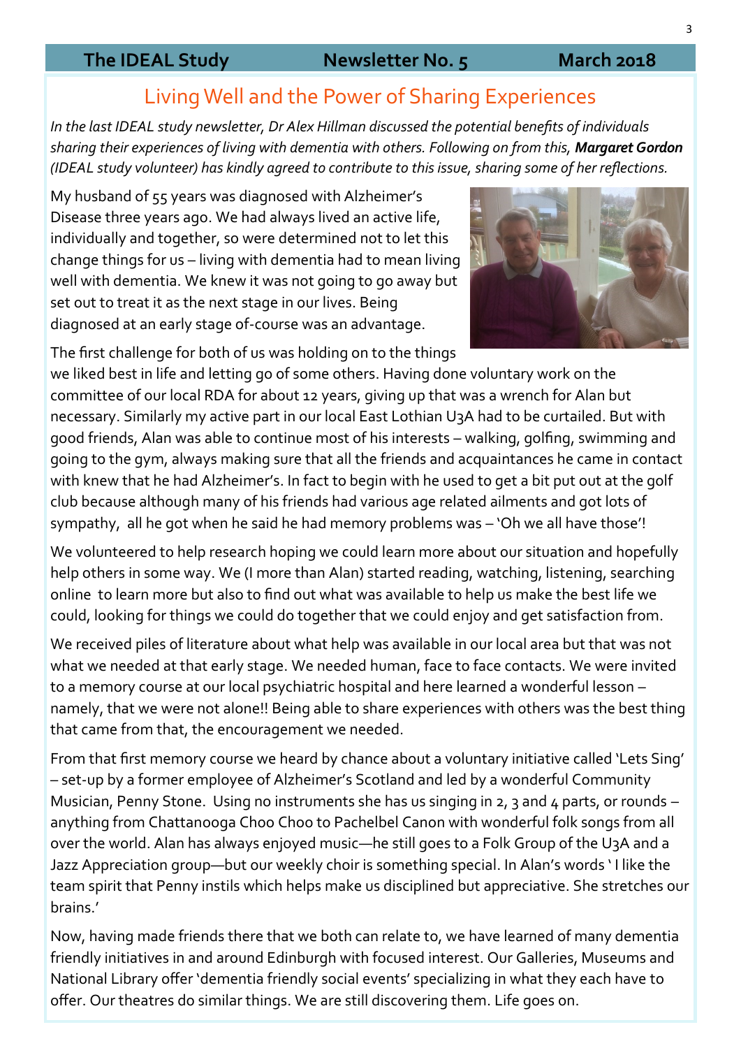## Living Well and the Power of Sharing Experiences

*In the last IDEAL study newsletter, Dr Alex Hillman discussed the potential benefits of individuals sharing their experiences of living with dementia with others. Following on from this,* ***Margaret Gordon*** *(IDEAL study volunteer) has kindly agreed to contribute to this issue, sharing some of her reflections.*

My husband of 55 years was diagnosed with Alzheimer's Disease three years ago. We had always lived an active life, individually and together, so were determined not to let this change things for us – living with dementia had to mean living well with dementia. We knew it was not going to go away but set out to treat it as the next stage in our lives. Being diagnosed at an early stage of-course was an advantage.

The first challenge for both of us was holding on to the things we liked best in life and letting go of some others. Having done voluntary work on the committee of our local RDA for about 12 years, giving up that was a wrench for Alan but necessary. Similarly my active part in our local East Lothian U3A had to be curtailed. But with good friends, Alan was able to continue most of his interests – walking, golfing, swimming and going to the gym, always making sure that all the friends and acquaintances he came in contact with knew that he had Alzheimer's. In fact to begin with he used to get a bit put out at the golf club because although many of his friends had various age related ailments and got lots of sympathy, all he got when he said he had memory problems was – 'Oh we all have those'!

We volunteered to help research hoping we could learn more about our situation and hopefully help others in some way. We (I more than Alan) started reading, watching, listening, searching online to learn more but also to find out what was available to help us make the best life we could, looking for things we could do together that we could enjoy and get satisfaction from.

We received piles of literature about what help was available in our local area but that was not what we needed at that early stage. We needed human, face to face contacts. We were invited to a memory course at our local psychiatric hospital and here learned a wonderful lesson – namely, that we were not alone!! Being able to share experiences with others was the best thing that came from that, the encouragement we needed.

From that first memory course we heard by chance about a voluntary initiative called 'Lets Sing' – set-up by a former employee of Alzheimer's Scotland and led by a wonderful Community Musician, Penny Stone. Using no instruments she has us singing in 2, 3 and 4 parts, or rounds – anything from Chattanooga Choo Choo to Pachelbel Canon with wonderful folk songs from all over the world. Alan has always enjoyed music—he still goes to a Folk Group of the U3A and a Jazz Appreciation group—but our weekly choir is something special. In Alan's words ' I like the team spirit that Penny instils which helps make us disciplined but appreciative. She stretches our brains.'

Now, having made friends there that we both can relate to, we have learned of many dementia friendly initiatives in and around Edinburgh with focused interest. Our Galleries, Museums and National Library offer 'dementia friendly social events' specializing in what they each have to offer. Our theatres do similar things. We are still discovering them. Life goes on.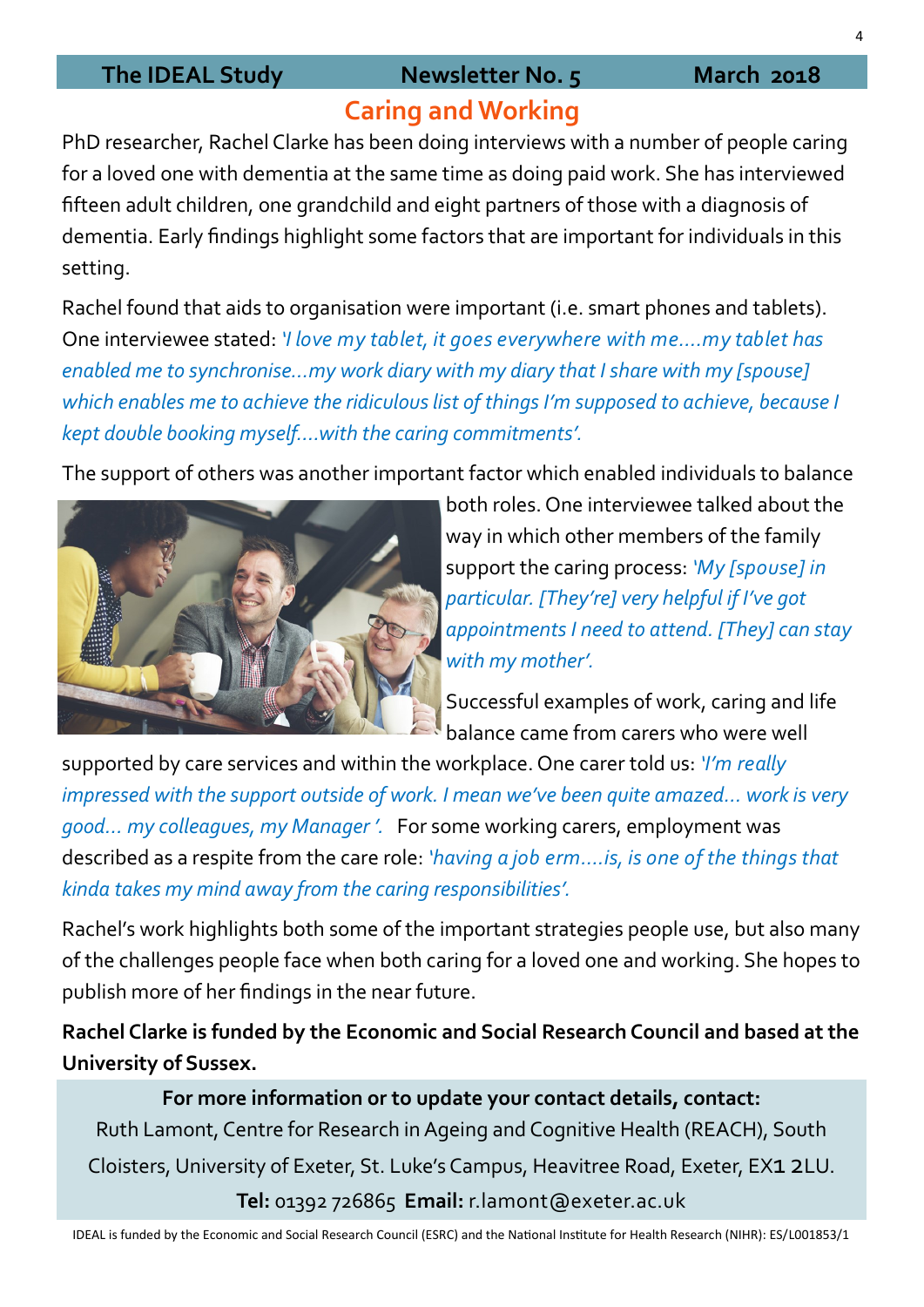## Caring and Working

PhD researcher, Rachel Clarke has been doing interviews with a number of people caring for a loved one with dementia at the same time as doing paid work. She has interviewed fifteen adult children, one grandchild and eight partners of those with a diagnosis of dementia. Early findings highlight some factors that are important for individuals in this setting.

Rachel found that aids to organisation were important (i.e. smart phones and tablets). One interviewee stated: *'I love my tablet, it goes everywhere with me….my tablet has enabled me to synchronise…my work diary with my diary that I share with my [spouse] which enables me to achieve the ridiculous list of things I'm supposed to achieve, because I kept double booking myself….with the caring commitments'.*

The support of others was another important factor which enabled individuals to balance both roles. One interviewee talked about the way in which other members of the family support the caring process: *'My [spouse] in particular. [They're] very helpful if I've got appointments I need to attend. [They] can stay with my mother'.*

Successful examples of work, caring and life balance came from carers who were well supported by care services and within the workplace. One carer told us: *'I'm really impressed with the support outside of work. I mean we've been quite amazed… work is very good… my colleagues, my Manager '.* For some working carers, employment was described as a respite from the care role: *'having a job erm….is, is one of the things that kinda takes my mind away from the caring responsibilities'.*

Rachel's work highlights both some of the important strategies people use, but also many of the challenges people face when both caring for a loved one and working. She hopes to publish more of her findings in the near future.

**Rachel Clarke is funded by the Economic and Social Research Council and based at the University of Sussex.**

**For more information or to update your contact details, contact:**
Ruth Lamont, Centre for Research in Ageing and Cognitive Health (REACH), South Cloisters, University of Exeter, St. Luke's Campus, Heavitree Road, Exeter, EX1 2LU.
**Tel:** 01392 726865 **Email:** r.lamont@exeter.ac.uk

IDEAL is funded by the Economic and Social Research Council (ESRC) and the National Institute for Health Research (NIHR): ES/L001853/1